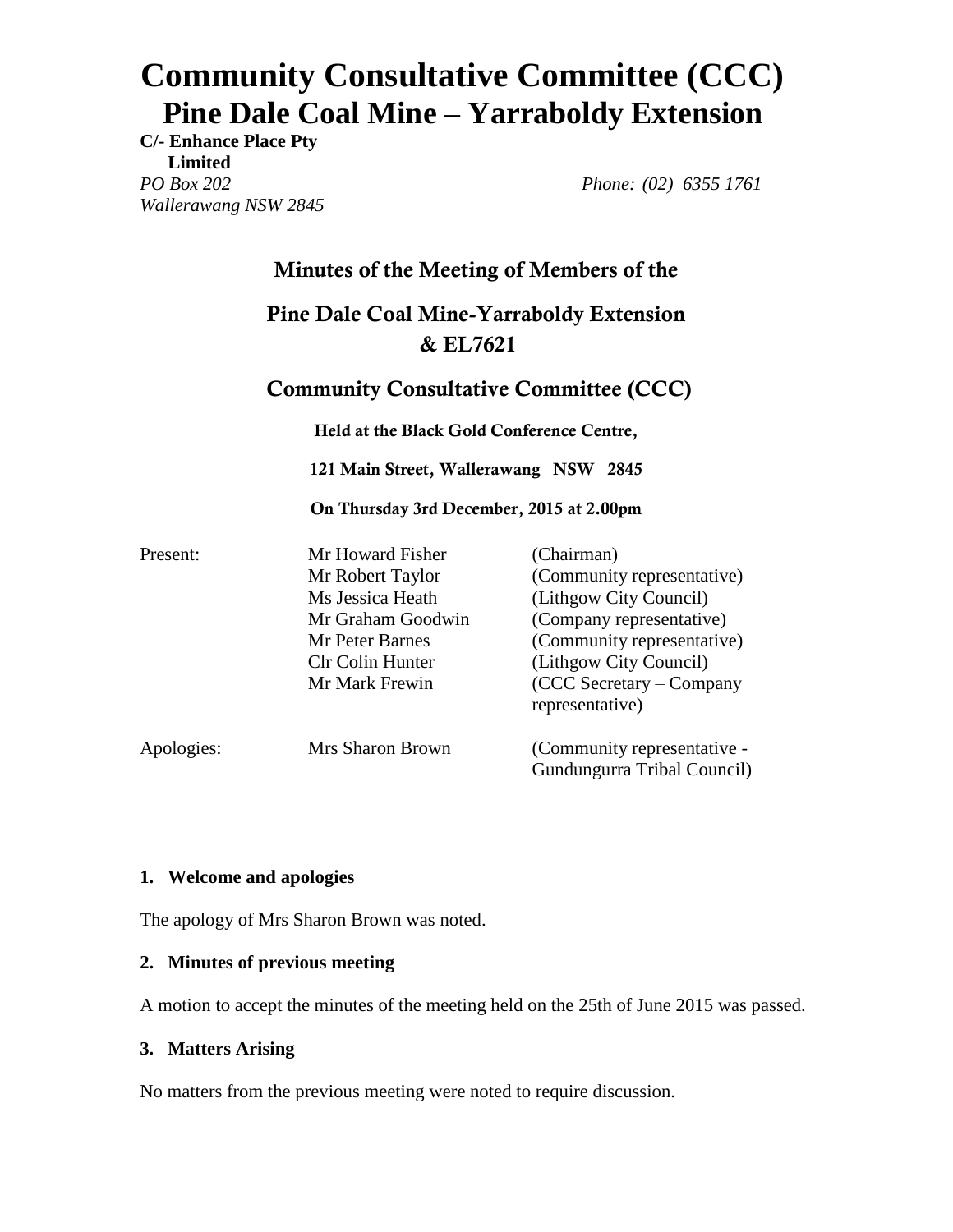# Community Consultative Committee (CCC)
# Pine Dale Coal Mine – Yarraboldy Extension

**C/- Enhance Place Pty Limited**
*PO Box 202*
*Wallerawang NSW 2845*

*Phone: (02) 6355 1761*

## Minutes of the Meeting of Members of the

## Pine Dale Coal Mine-Yarraboldy Extension & EL7621

## Community Consultative Committee (CCC)

**Held at the Black Gold Conference Centre,**

**121 Main Street, Wallerawang NSW 2845**

**On Thursday 3rd December, 2015 at 2.00pm**

| | | |
|---|---|---|
| Present: | Mr Howard Fisher | (Chairman) |
| | Mr Robert Taylor | (Community representative) |
| | Ms Jessica Heath | (Lithgow City Council) |
| | Mr Graham Goodwin | (Company representative) |
| | Mr Peter Barnes | (Community representative) |
| | Clr Colin Hunter | (Lithgow City Council) |
| | Mr Mark Frewin | (CCC Secretary – Company representative) |
| Apologies: | Mrs Sharon Brown | (Community representative - Gundungurra Tribal Council) |

**1. Welcome and apologies**

The apology of Mrs Sharon Brown was noted.

**2. Minutes of previous meeting**

A motion to accept the minutes of the meeting held on the 25th of June 2015 was passed.

**3. Matters Arising**

No matters from the previous meeting were noted to require discussion.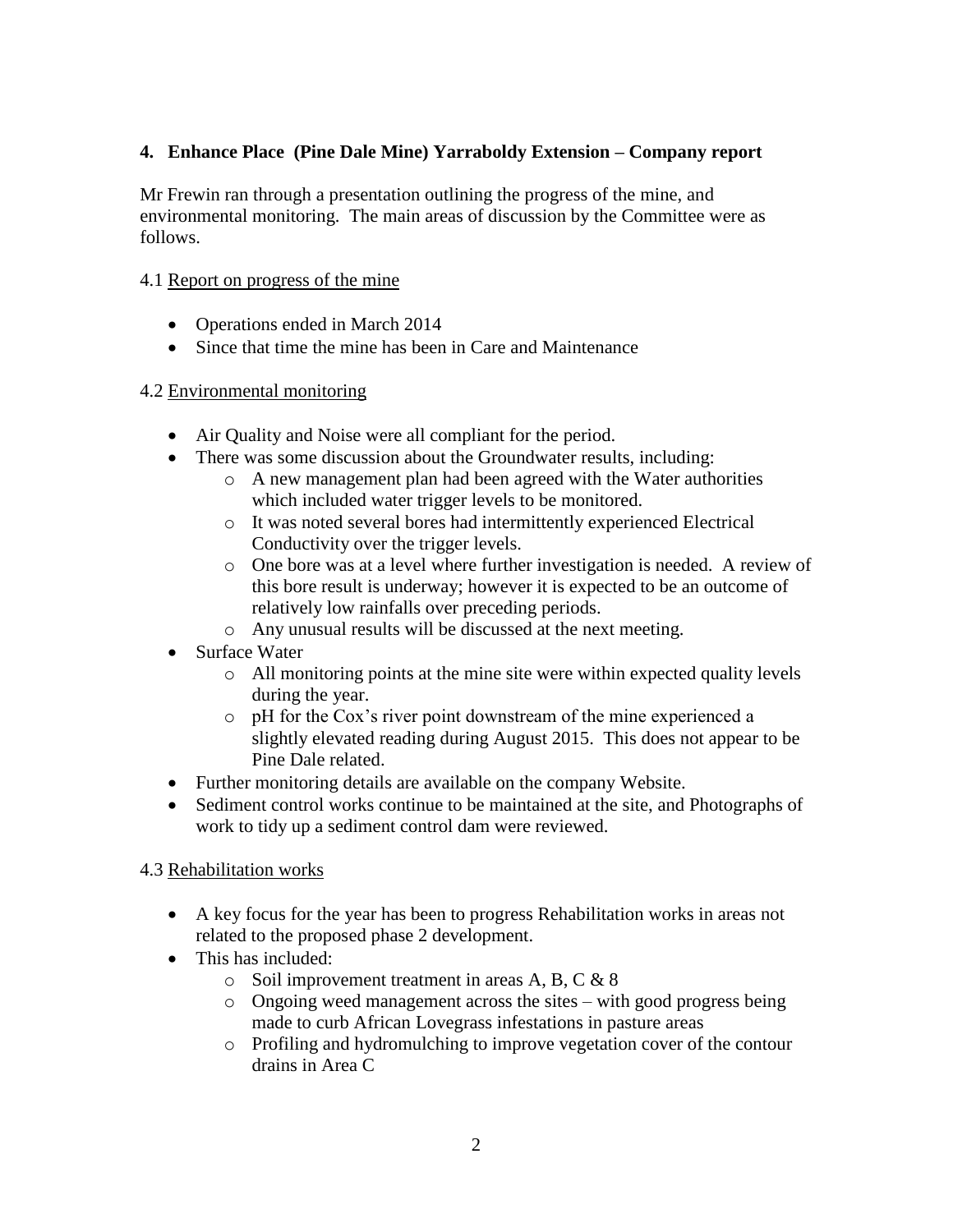## 4. Enhance Place (Pine Dale Mine) Yarraboldy Extension – Company report

Mr Frewin ran through a presentation outlining the progress of the mine, and environmental monitoring. The main areas of discussion by the Committee were as follows.

4.1 Report on progress of the mine

- Operations ended in March 2014
- Since that time the mine has been in Care and Maintenance

4.2 Environmental monitoring

- Air Quality and Noise were all compliant for the period.
- There was some discussion about the Groundwater results, including:
  - A new management plan had been agreed with the Water authorities which included water trigger levels to be monitored.
  - It was noted several bores had intermittently experienced Electrical Conductivity over the trigger levels.
  - One bore was at a level where further investigation is needed. A review of this bore result is underway; however it is expected to be an outcome of relatively low rainfalls over preceding periods.
  - Any unusual results will be discussed at the next meeting.
- Surface Water
  - All monitoring points at the mine site were within expected quality levels during the year.
  - pH for the Cox's river point downstream of the mine experienced a slightly elevated reading during August 2015. This does not appear to be Pine Dale related.
- Further monitoring details are available on the company Website.
- Sediment control works continue to be maintained at the site, and Photographs of work to tidy up a sediment control dam were reviewed.

4.3 Rehabilitation works

- A key focus for the year has been to progress Rehabilitation works in areas not related to the proposed phase 2 development.
- This has included:
  - Soil improvement treatment in areas A, B, C & 8
  - Ongoing weed management across the sites – with good progress being made to curb African Lovegrass infestations in pasture areas
  - Profiling and hydromulching to improve vegetation cover of the contour drains in Area C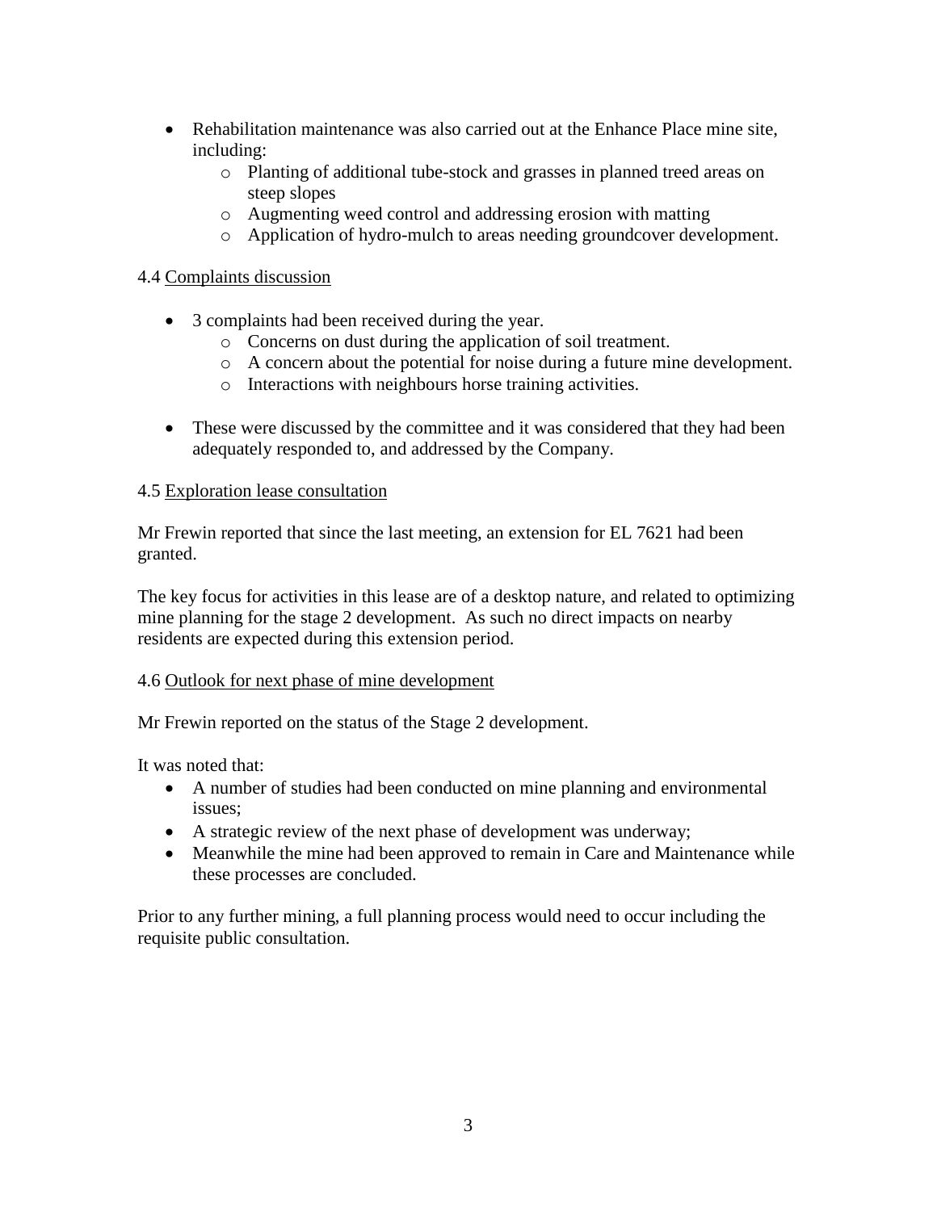- Rehabilitation maintenance was also carried out at the Enhance Place mine site, including:
  - Planting of additional tube-stock and grasses in planned treed areas on steep slopes
  - Augmenting weed control and addressing erosion with matting
  - Application of hydro-mulch to areas needing groundcover development.

4.4 Complaints discussion

- 3 complaints had been received during the year.
  - Concerns on dust during the application of soil treatment.
  - A concern about the potential for noise during a future mine development.
  - Interactions with neighbours horse training activities.

- These were discussed by the committee and it was considered that they had been adequately responded to, and addressed by the Company.

4.5 Exploration lease consultation

Mr Frewin reported that since the last meeting, an extension for EL 7621 had been granted.

The key focus for activities in this lease are of a desktop nature, and related to optimizing mine planning for the stage 2 development. As such no direct impacts on nearby residents are expected during this extension period.

4.6 Outlook for next phase of mine development

Mr Frewin reported on the status of the Stage 2 development.

It was noted that:

- A number of studies had been conducted on mine planning and environmental issues;
- A strategic review of the next phase of development was underway;
- Meanwhile the mine had been approved to remain in Care and Maintenance while these processes are concluded.

Prior to any further mining, a full planning process would need to occur including the requisite public consultation.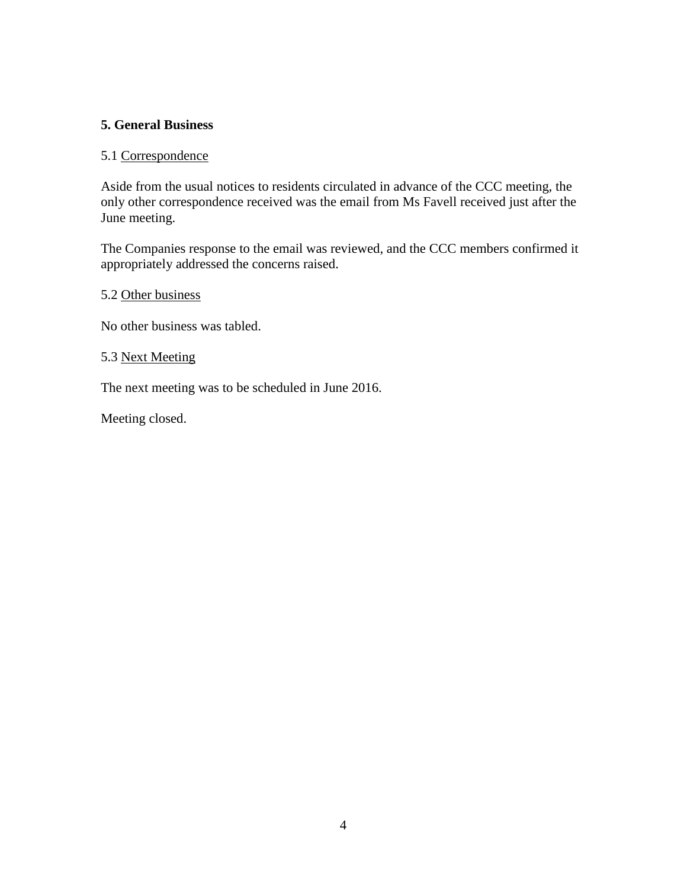## 5. General Business

5.1 Correspondence

Aside from the usual notices to residents circulated in advance of the CCC meeting, the only other correspondence received was the email from Ms Favell received just after the June meeting.

The Companies response to the email was reviewed, and the CCC members confirmed it appropriately addressed the concerns raised.

5.2 Other business

No other business was tabled.

5.3 Next Meeting

The next meeting was to be scheduled in June 2016.

Meeting closed.